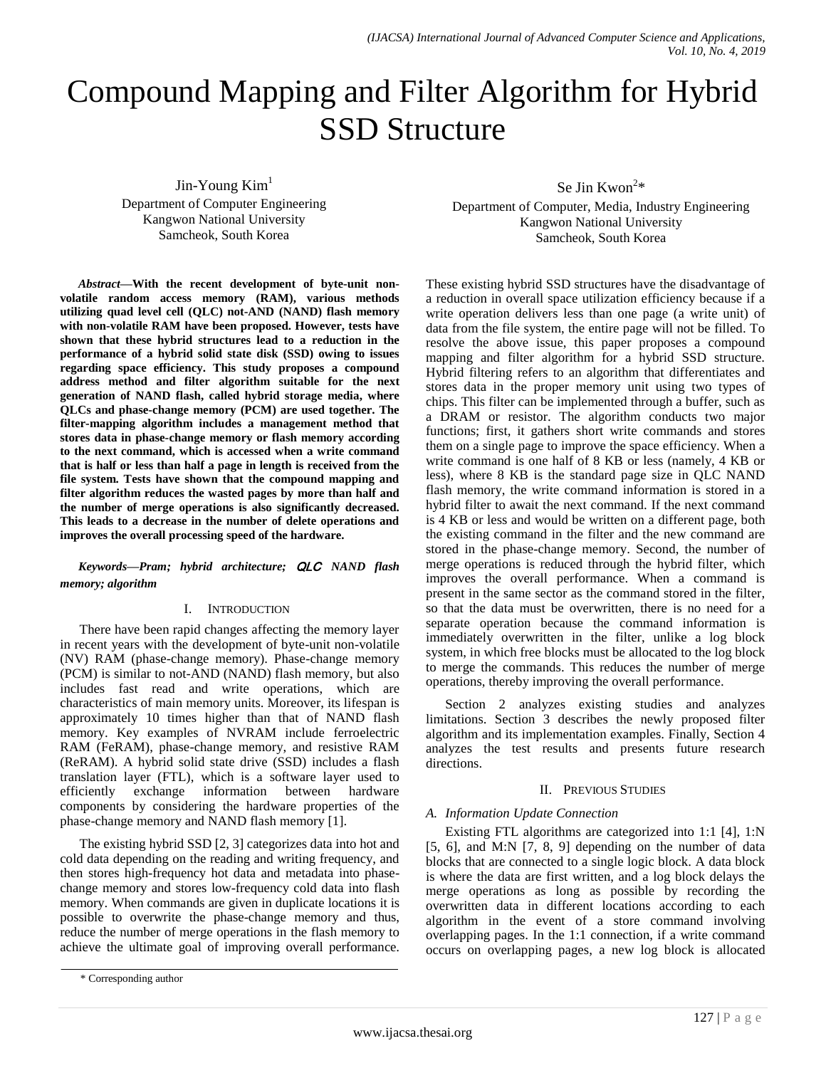# Compound Mapping and Filter Algorithm for Hybrid SSD Structure

Jin-Young Kim[1]
Department of Computer Engineering
Kangwon National University
Samcheok, South Korea

Se Jin Kwon[2]*
Department of Computer, Media, Industry Engineering
Kangwon National University
Samcheok, South Korea

***Abstract*—With the recent development of byte-unit non-volatile random access memory (RAM), various methods utilizing quad level cell (QLC) not-AND (NAND) flash memory with non-volatile RAM have been proposed. However, tests have shown that these hybrid structures lead to a reduction in the performance of a hybrid solid state disk (SSD) owing to issues regarding space efficiency. This study proposes a compound address method and filter algorithm suitable for the next generation of NAND flash, called hybrid storage media, where QLCs and phase-change memory (PCM) are used together. The filter-mapping algorithm includes a management method that stores data in phase-change memory or flash memory according to the next command, which is accessed when a write command that is half or less than half a page in length is received from the file system. Tests have shown that the compound mapping and filter algorithm reduces the wasted pages by more than half and the number of merge operations is also significantly decreased. This leads to a decrease in the number of delete operations and improves the overall processing speed of the hardware.**

***Keywords*—Pram; hybrid architecture; QLC NAND flash memory; algorithm**

## I. Introduction

There have been rapid changes affecting the memory layer in recent years with the development of byte-unit non-volatile (NV) RAM (phase-change memory). Phase-change memory (PCM) is similar to not-AND (NAND) flash memory, but also includes fast read and write operations, which are characteristics of main memory units. Moreover, its lifespan is approximately 10 times higher than that of NAND flash memory. Key examples of NVRAM include ferroelectric RAM (FeRAM), phase-change memory, and resistive RAM (ReRAM). A hybrid solid state drive (SSD) includes a flash translation layer (FTL), which is a software layer used to efficiently exchange information between hardware components by considering the hardware properties of the phase-change memory and NAND flash memory [1].

The existing hybrid SSD [2, 3] categorizes data into hot and cold data depending on the reading and writing frequency, and then stores high-frequency hot data and metadata into phase-change memory and stores low-frequency cold data into flash memory. When commands are given in duplicate locations it is possible to overwrite the phase-change memory and thus, reduce the number of merge operations in the flash memory to achieve the ultimate goal of improving overall performance. These existing hybrid SSD structures have the disadvantage of a reduction in overall space utilization efficiency because if a write operation delivers less than one page (a write unit) of data from the file system, the entire page will not be filled. To resolve the above issue, this paper proposes a compound mapping and filter algorithm for a hybrid SSD structure. Hybrid filtering refers to an algorithm that differentiates and stores data in the proper memory unit using two types of chips. This filter can be implemented through a buffer, such as a DRAM or resistor. The algorithm conducts two major functions; first, it gathers short write commands and stores them on a single page to improve the space efficiency. When a write command is one half of 8 KB or less (namely, 4 KB or less), where 8 KB is the standard page size in QLC NAND flash memory, the write command information is stored in a hybrid filter to await the next command. If the next command is 4 KB or less and would be written on a different page, both the existing command in the filter and the new command are stored in the phase-change memory. Second, the number of merge operations is reduced through the hybrid filter, which improves the overall performance. When a command is present in the same sector as the command stored in the filter, so that the data must be overwritten, there is no need for a separate operation because the command information is immediately overwritten in the filter, unlike a log block system, in which free blocks must be allocated to the log block to merge the commands. This reduces the number of merge operations, thereby improving the overall performance.

Section 2 analyzes existing studies and analyzes limitations. Section 3 describes the newly proposed filter algorithm and its implementation examples. Finally, Section 4 analyzes the test results and presents future research directions.

## II. Previous Studies

### A. Information Update Connection

Existing FTL algorithms are categorized into 1:1 [4], 1:N [5, 6], and M:N [7, 8, 9] depending on the number of data blocks that are connected to a single logic block. A data block is where the data are first written, and a log block delays the merge operations as long as possible by recording the overwritten data in different locations according to each algorithm in the event of a store command involving overlapping pages. In the 1:1 connection, if a write command occurs on overlapping pages, a new log block is allocated

\* Corresponding author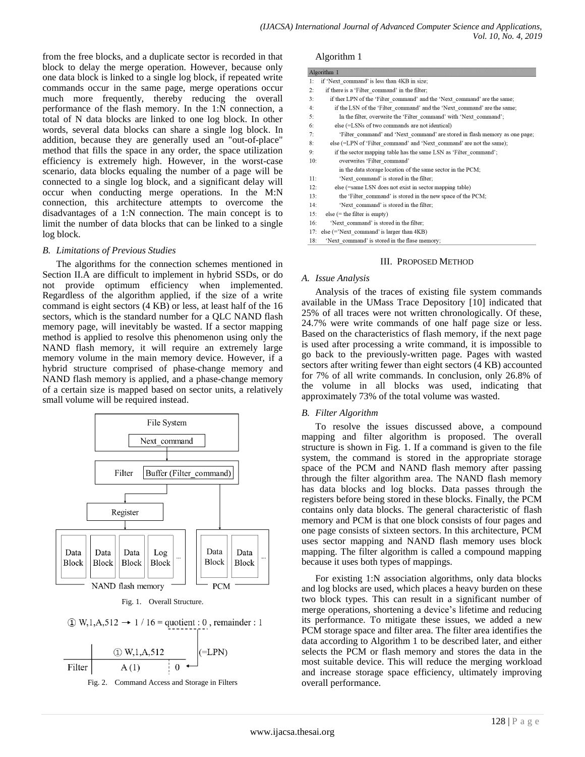from the free blocks, and a duplicate sector is recorded in that block to delay the merge operation. However, because only one data block is linked to a single log block, if repeated write commands occur in the same page, merge operations occur much more frequently, thereby reducing the overall performance of the flash memory. In the 1:N connection, a total of N data blocks are linked to one log block. In other words, several data blocks can share a single log block. In addition, because they are generally used an "out-of-place" method that fills the space in any order, the space utilization efficiency is extremely high. However, in the worst-case scenario, data blocks equaling the number of a page will be connected to a single log block, and a significant delay will occur when conducting merge operations. In the M:N connection, this architecture attempts to overcome the disadvantages of a 1:N connection. The main concept is to limit the number of data blocks that can be linked to a single log block.

### *B. Limitations of Previous Studies*

The algorithms for the connection schemes mentioned in Section II.A are difficult to implement in hybrid SSDs, or do not provide optimum efficiency when implemented. Regardless of the algorithm applied, if the size of a write command is eight sectors (4 KB) or less, at least half of the 16 sectors, which is the standard number for a QLC NAND flash memory page, will inevitably be wasted. If a sector mapping method is applied to resolve this phenomenon using only the NAND flash memory, it will require an extremely large memory volume in the main memory device. However, if a hybrid structure comprised of phase-change memory and NAND flash memory is applied, and a phase-change memory of a certain size is mapped based on sector units, a relatively small volume will be required instead.

Fig. 1. Overall Structure.

Fig. 2. Command Access and Storage in Filters

Algorithm 1

```
Algorithm 1
1:  if 'Next_command' is less than 4KB in size;
2:    if there is a 'Filter_command' in the filter;
3:      if ther LPN of the 'Filter_command' and the 'Next_command' are the same;
4:        if the LSN of the 'Filter_command' and the 'Next_command' are the same;
5:          In the filter, overwrite the 'Filter_command' with 'Next_command';
6:        else (=LSNs of two commands are not identical)
7:          'Filter_command' and 'Next_command' are stored in flash memory as one page;
8:      else (=LPN of 'Filter_command' and 'Next_command' are not the same);
9:        if the sector mapping table has the same LSN as 'Filter_command';
10:         overwrites 'Filter_command'
            in the data storage location of the same sector in the PCM;
11:         'Next_command' is stored in the filter;
12:       else (=same LSN does not exist in sector mapping table)
13:         the 'Filter_command' is stored in the new space of the PCM;
14:         'Next_command' is stored in the filter;
15:   else (= the filter is empty)
16:     'Next_command' is stored in the filter;
17: else (='Next_command' is larger than 4KB)
18:   'Next_command' is stored in the flase memory;
```

## III. Proposed Method

### *A. Issue Analysis*

Analysis of the traces of existing file system commands available in the UMass Trace Depository [10] indicated that 25% of all traces were not written chronologically. Of these, 24.7% were write commands of one half page size or less. Based on the characteristics of flash memory, if the next page is used after processing a write command, it is impossible to go back to the previously-written page. Pages with wasted sectors after writing fewer than eight sectors (4 KB) accounted for 7% of all write commands. In conclusion, only 26.8% of the volume in all blocks was used, indicating that approximately 73% of the total volume was wasted.

### *B. Filter Algorithm*

To resolve the issues discussed above, a compound mapping and filter algorithm is proposed. The overall structure is shown in Fig. 1. If a command is given to the file system, the command is stored in the appropriate storage space of the PCM and NAND flash memory after passing through the filter algorithm area. The NAND flash memory has data blocks and log blocks. Data passes through the registers before being stored in these blocks. Finally, the PCM contains only data blocks. The general characteristic of flash memory and PCM is that one block consists of four pages and one page consists of sixteen sectors. In this architecture, PCM uses sector mapping and NAND flash memory uses block mapping. The filter algorithm is called a compound mapping because it uses both types of mappings.

For existing 1:N association algorithms, only data blocks and log blocks are used, which places a heavy burden on these two block types. This can result in a significant number of merge operations, shortening a device's lifetime and reducing its performance. To mitigate these issues, we added a new PCM storage space and filter area. The filter area identifies the data according to Algorithm 1 to be described later, and either selects the PCM or flash memory and stores the data in the most suitable device. This will reduce the merging workload and increase storage space efficiency, ultimately improving overall performance.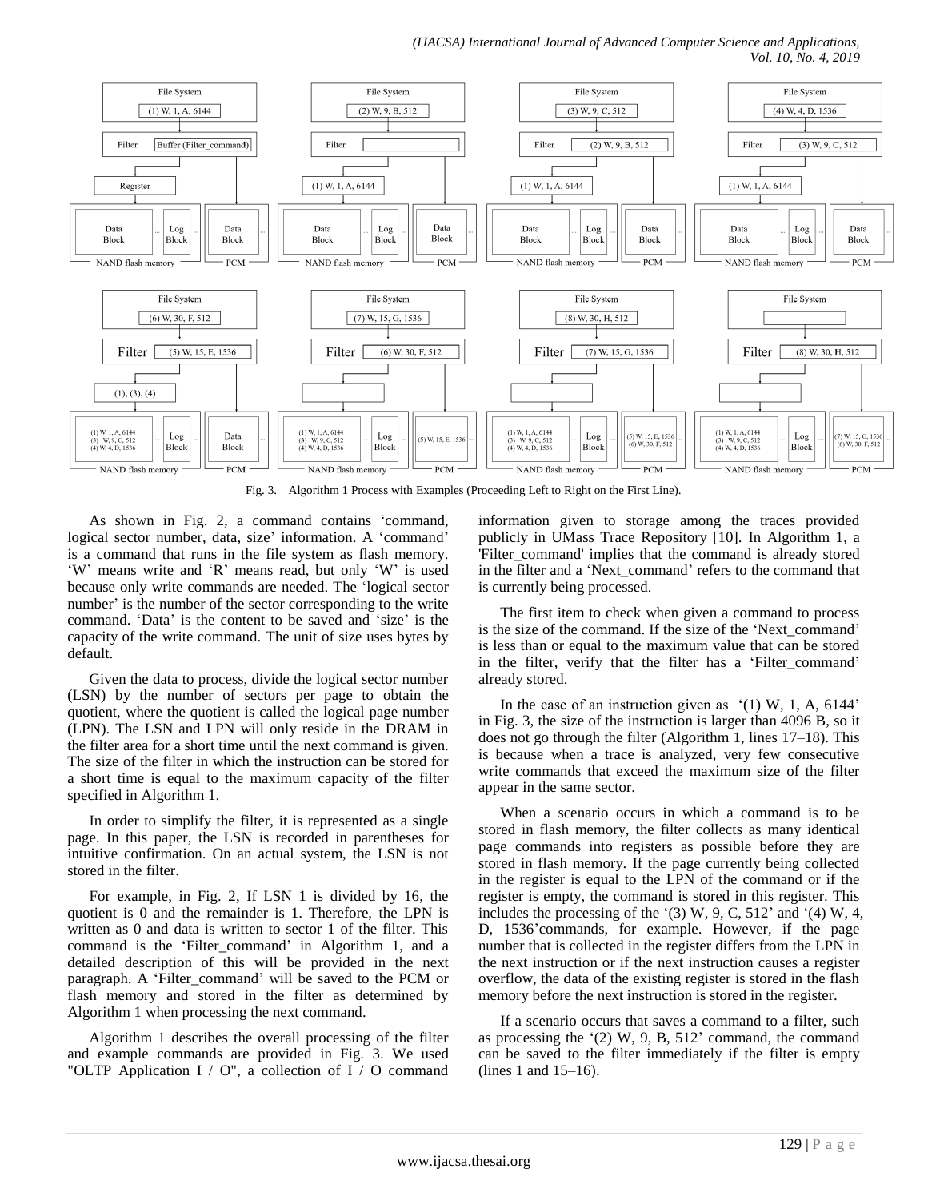Fig. 3. Algorithm 1 Process with Examples (Proceeding Left to Right on the First Line).

As shown in Fig. 2, a command contains 'command, logical sector number, data, size' information. A 'command' is a command that runs in the file system as flash memory. 'W' means write and 'R' means read, but only 'W' is used because only write commands are needed. The 'logical sector number' is the number of the sector corresponding to the write command. 'Data' is the content to be saved and 'size' is the capacity of the write command. The unit of size uses bytes by default.

Given the data to process, divide the logical sector number (LSN) by the number of sectors per page to obtain the quotient, where the quotient is called the logical page number (LPN). The LSN and LPN will only reside in the DRAM in the filter area for a short time until the next command is given. The size of the filter in which the instruction can be stored for a short time is equal to the maximum capacity of the filter specified in Algorithm 1.

In order to simplify the filter, it is represented as a single page. In this paper, the LSN is recorded in parentheses for intuitive confirmation. On an actual system, the LSN is not stored in the filter.

For example, in Fig. 2, If LSN 1 is divided by 16, the quotient is 0 and the remainder is 1. Therefore, the LPN is written as 0 and data is written to sector 1 of the filter. This command is the 'Filter_command' in Algorithm 1, and a detailed description of this will be provided in the next paragraph. A 'Filter_command' will be saved to the PCM or flash memory and stored in the filter as determined by Algorithm 1 when processing the next command.

Algorithm 1 describes the overall processing of the filter and example commands are provided in Fig. 3. We used "OLTP Application I / O", a collection of I / O command information given to storage among the traces provided publicly in UMass Trace Repository [10]. In Algorithm 1, a 'Filter_command' implies that the command is already stored in the filter and a 'Next_command' refers to the command that is currently being processed.

The first item to check when given a command to process is the size of the command. If the size of the 'Next_command' is less than or equal to the maximum value that can be stored in the filter, verify that the filter has a 'Filter_command' already stored.

In the case of an instruction given as '(1) W, 1, A, 6144' in Fig. 3, the size of the instruction is larger than 4096 B, so it does not go through the filter (Algorithm 1, lines 17–18). This is because when a trace is analyzed, very few consecutive write commands that exceed the maximum size of the filter appear in the same sector.

When a scenario occurs in which a command is to be stored in flash memory, the filter collects as many identical page commands into registers as possible before they are stored in flash memory. If the page currently being collected in the register is equal to the LPN of the command or if the register is empty, the command is stored in this register. This includes the processing of the '(3) W, 9, C, 512' and '(4) W, 4, D, 1536'commands, for example. However, if the page number that is collected in the register differs from the LPN in the next instruction or if the next instruction causes a register overflow, the data of the existing register is stored in the flash memory before the next instruction is stored in the register.

If a scenario occurs that saves a command to a filter, such as processing the '(2) W, 9, B, 512' command, the command can be saved to the filter immediately if the filter is empty (lines 1 and 15–16).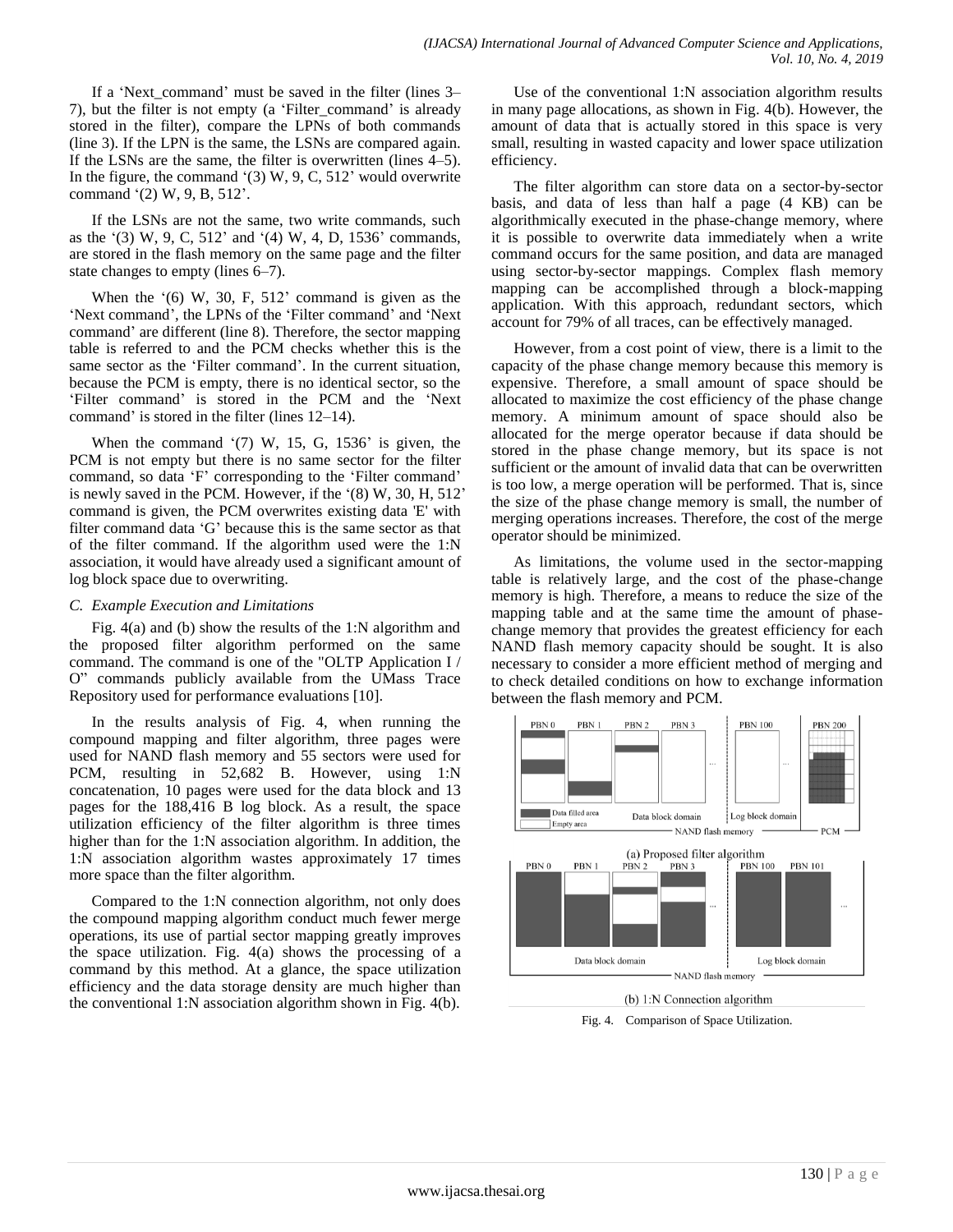If a 'Next_command' must be saved in the filter (lines 3–7), but the filter is not empty (a 'Filter_command' is already stored in the filter), compare the LPNs of both commands (line 3). If the LPN is the same, the LSNs are compared again. If the LSNs are the same, the filter is overwritten (lines 4–5). In the figure, the command '(3) W, 9, C, 512' would overwrite command '(2) W, 9, B, 512'.

If the LSNs are not the same, two write commands, such as the '(3) W, 9, C, 512' and '(4) W, 4, D, 1536' commands, are stored in the flash memory on the same page and the filter state changes to empty (lines 6–7).

When the '(6) W, 30, F, 512' command is given as the 'Next command', the LPNs of the 'Filter command' and 'Next command' are different (line 8). Therefore, the sector mapping table is referred to and the PCM checks whether this is the same sector as the 'Filter command'. In the current situation, because the PCM is empty, there is no identical sector, so the 'Filter command' is stored in the PCM and the 'Next command' is stored in the filter (lines 12–14).

When the command '(7) W, 15, G, 1536' is given, the PCM is not empty but there is no same sector for the filter command, so data 'F' corresponding to the 'Filter command' is newly saved in the PCM. However, if the '(8) W, 30, H, 512' command is given, the PCM overwrites existing data 'E' with filter command data 'G' because this is the same sector as that of the filter command. If the algorithm used were the 1:N association, it would have already used a significant amount of log block space due to overwriting.

### C. Example Execution and Limitations

Fig. 4(a) and (b) show the results of the 1:N algorithm and the proposed filter algorithm performed on the same command. The command is one of the "OLTP Application I / O" commands publicly available from the UMass Trace Repository used for performance evaluations [10].

In the results analysis of Fig. 4, when running the compound mapping and filter algorithm, three pages were used for NAND flash memory and 55 sectors were used for PCM, resulting in 52,682 B. However, using 1:N concatenation, 10 pages were used for the data block and 13 pages for the 188,416 B log block. As a result, the space utilization efficiency of the filter algorithm is three times higher than for the 1:N association algorithm. In addition, the 1:N association algorithm wastes approximately 17 times more space than the filter algorithm.

Compared to the 1:N connection algorithm, not only does the compound mapping algorithm conduct much fewer merge operations, its use of partial sector mapping greatly improves the space utilization. Fig. 4(a) shows the processing of a command by this method. At a glance, the space utilization efficiency and the data storage density are much higher than the conventional 1:N association algorithm shown in Fig. 4(b).

Use of the conventional 1:N association algorithm results in many page allocations, as shown in Fig. 4(b). However, the amount of data that is actually stored in this space is very small, resulting in wasted capacity and lower space utilization efficiency.

The filter algorithm can store data on a sector-by-sector basis, and data of less than half a page (4 KB) can be algorithmically executed in the phase-change memory, where it is possible to overwrite data immediately when a write command occurs for the same position, and data are managed using sector-by-sector mappings. Complex flash memory mapping can be accomplished through a block-mapping application. With this approach, redundant sectors, which account for 79% of all traces, can be effectively managed.

However, from a cost point of view, there is a limit to the capacity of the phase change memory because this memory is expensive. Therefore, a small amount of space should be allocated to maximize the cost efficiency of the phase change memory. A minimum amount of space should also be allocated for the merge operator because if data should be stored in the phase change memory, but its space is not sufficient or the amount of invalid data that can be overwritten is too low, a merge operation will be performed. That is, since the size of the phase change memory is small, the number of merging operations increases. Therefore, the cost of the merge operator should be minimized.

As limitations, the volume used in the sector-mapping table is relatively large, and the cost of the phase-change memory is high. Therefore, a means to reduce the size of the mapping table and at the same time the amount of phase-change memory that provides the greatest efficiency for each NAND flash memory capacity should be sought. It is also necessary to consider a more efficient method of merging and to check detailed conditions on how to exchange information between the flash memory and PCM.

(a) Proposed filter algorithm

(b) 1:N Connection algorithm

Fig. 4. Comparison of Space Utilization.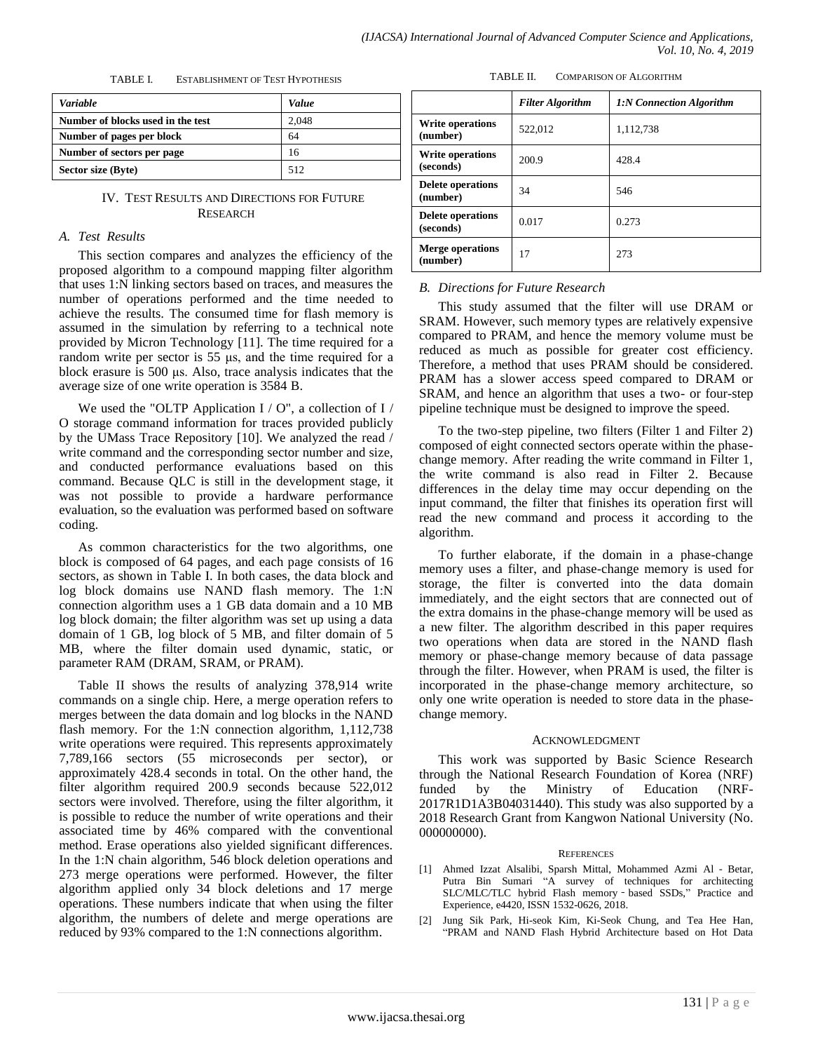TABLE I. ESTABLISHMENT OF TEST HYPOTHESIS

| *Variable* | *Value* |
|---|---|
| **Number of blocks used in the test** | 2,048 |
| **Number of pages per block** | 64 |
| **Number of sectors per page** | 16 |
| **Sector size (Byte)** | 512 |

## IV. TEST RESULTS AND DIRECTIONS FOR FUTURE RESEARCH

### A. *Test Results*

This section compares and analyzes the efficiency of the proposed algorithm to a compound mapping filter algorithm that uses 1:N linking sectors based on traces, and measures the number of operations performed and the time needed to achieve the results. The consumed time for flash memory is assumed in the simulation by referring to a technical note provided by Micron Technology [11]. The time required for a random write per sector is 55 μs, and the time required for a block erasure is 500 μs. Also, trace analysis indicates that the average size of one write operation is 3584 B.

We used the "OLTP Application I / O", a collection of I / O storage command information for traces provided publicly by the UMass Trace Repository [10]. We analyzed the read / write command and the corresponding sector number and size, and conducted performance evaluations based on this command. Because QLC is still in the development stage, it was not possible to provide a hardware performance evaluation, so the evaluation was performed based on software coding.

As common characteristics for the two algorithms, one block is composed of 64 pages, and each page consists of 16 sectors, as shown in Table I. In both cases, the data block and log block domains use NAND flash memory. The 1:N connection algorithm uses a 1 GB data domain and a 10 MB log block domain; the filter algorithm was set up using a data domain of 1 GB, log block of 5 MB, and filter domain of 5 MB, where the filter domain used dynamic, static, or parameter RAM (DRAM, SRAM, or PRAM).

Table II shows the results of analyzing 378,914 write commands on a single chip. Here, a merge operation refers to merges between the data domain and log blocks in the NAND flash memory. For the 1:N connection algorithm, 1,112,738 write operations were required. This represents approximately 7,789,166 sectors (55 microseconds per sector), or approximately 428.4 seconds in total. On the other hand, the filter algorithm required 200.9 seconds because 522,012 sectors were involved. Therefore, using the filter algorithm, it is possible to reduce the number of write operations and their associated time by 46% compared with the conventional method. Erase operations also yielded significant differences. In the 1:N chain algorithm, 546 block deletion operations and 273 merge operations were performed. However, the filter algorithm applied only 34 block deletions and 17 merge operations. These numbers indicate that when using the filter algorithm, the numbers of delete and merge operations are reduced by 93% compared to the 1:N connections algorithm.

TABLE II. COMPARISON OF ALGORITHM

| | *Filter Algorithm* | *1:N Connection Algorithm* |
|---|---|---|
| **Write operations (number)** | 522,012 | 1,112,738 |
| **Write operations (seconds)** | 200.9 | 428.4 |
| **Delete operations (number)** | 34 | 546 |
| **Delete operations (seconds)** | 0.017 | 0.273 |
| **Merge operations (number)** | 17 | 273 |

### B. *Directions for Future Research*

This study assumed that the filter will use DRAM or SRAM. However, such memory types are relatively expensive compared to PRAM, and hence the memory volume must be reduced as much as possible for greater cost efficiency. Therefore, a method that uses PRAM should be considered. PRAM has a slower access speed compared to DRAM or SRAM, and hence an algorithm that uses a two- or four-step pipeline technique must be designed to improve the speed.

To the two-step pipeline, two filters (Filter 1 and Filter 2) composed of eight connected sectors operate within the phase-change memory. After reading the write command in Filter 1, the write command is also read in Filter 2. Because differences in the delay time may occur depending on the input command, the filter that finishes its operation first will read the new command and process it according to the algorithm.

To further elaborate, if the domain in a phase-change memory uses a filter, and phase-change memory is used for storage, the filter is converted into the data domain immediately, and the eight sectors that are connected out of the extra domains in the phase-change memory will be used as a new filter. The algorithm described in this paper requires two operations when data are stored in the NAND flash memory or phase-change memory because of data passage through the filter. However, when PRAM is used, the filter is incorporated in the phase-change memory architecture, so only one write operation is needed to store data in the phase-change memory.

## ACKNOWLEDGMENT

This work was supported by Basic Science Research through the National Research Foundation of Korea (NRF) funded by the Ministry of Education (NRF-2017R1D1A3B04031440). This study was also supported by a 2018 Research Grant from Kangwon National University (No. 000000000).

## REFERENCES

[1] Ahmed Izzat Alsalibi, Sparsh Mittal, Mohammed Azmi Al - Betar, Putra Bin Sumari "A survey of techniques for architecting SLC/MLC/TLC hybrid Flash memory‐based SSDs," Practice and Experience, e4420, ISSN 1532-0626, 2018.

[2] Jung Sik Park, Hi-seok Kim, Ki-Seok Chung, and Tea Hee Han, "PRAM and NAND Flash Hybrid Architecture based on Hot Data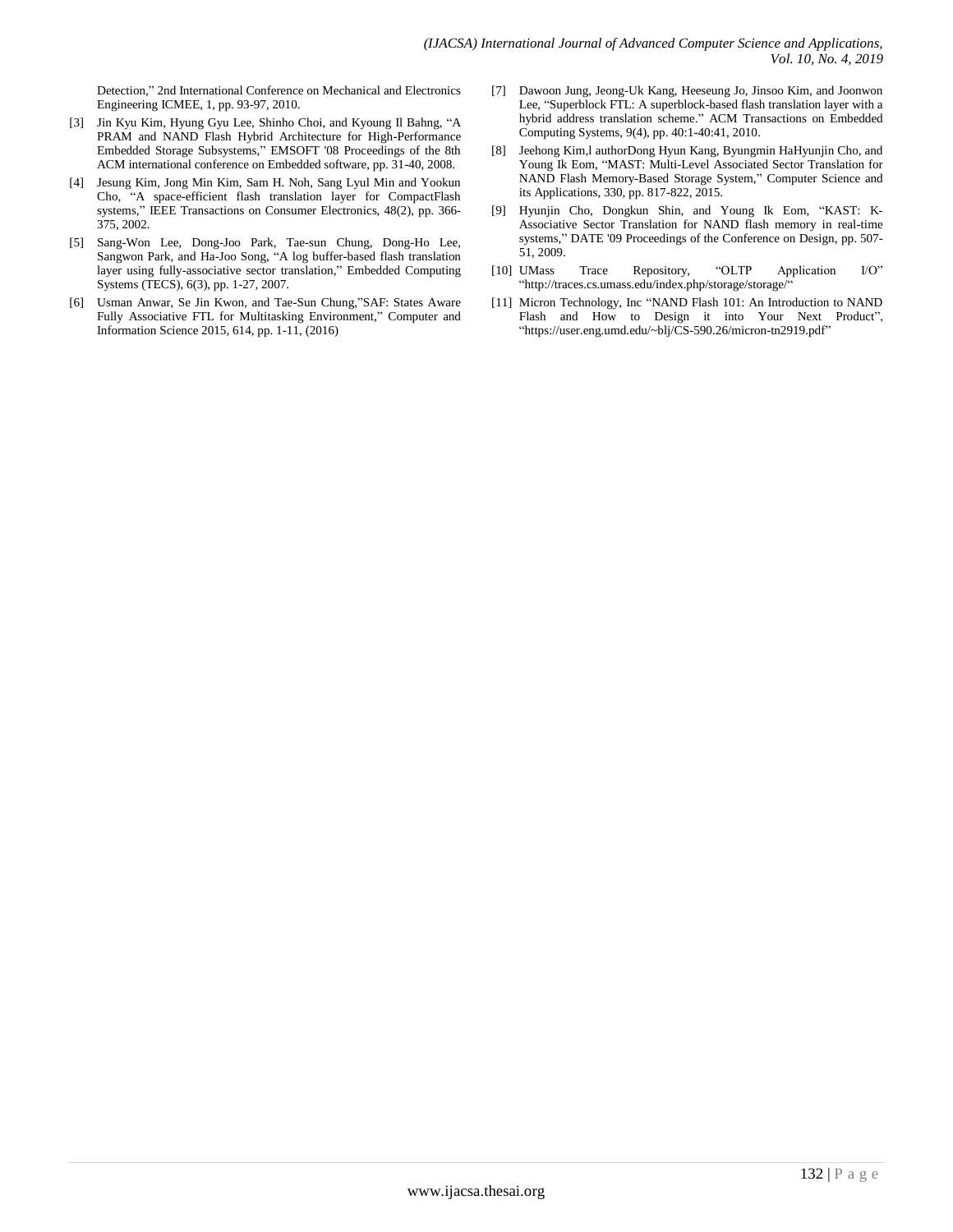Detection," 2nd International Conference on Mechanical and Electronics Engineering ICMEE, 1, pp. 93-97, 2010.

[3] Jin Kyu Kim, Hyung Gyu Lee, Shinho Choi, and Kyoung Il Bahng, "A PRAM and NAND Flash Hybrid Architecture for High-Performance Embedded Storage Subsystems," EMSOFT '08 Proceedings of the 8th ACM international conference on Embedded software, pp. 31-40, 2008.

[4] Jesung Kim, Jong Min Kim, Sam H. Noh, Sang Lyul Min and Yookun Cho, "A space-efficient flash translation layer for CompactFlash systems," IEEE Transactions on Consumer Electronics, 48(2), pp. 366-375, 2002.

[5] Sang-Won Lee, Dong-Joo Park, Tae-sun Chung, Dong-Ho Lee, Sangwon Park, and Ha-Joo Song, "A log buffer-based flash translation layer using fully-associative sector translation," Embedded Computing Systems (TECS), 6(3), pp. 1-27, 2007.

[6] Usman Anwar, Se Jin Kwon, and Tae-Sun Chung,"SAF: States Aware Fully Associative FTL for Multitasking Environment," Computer and Information Science 2015, 614, pp. 1-11, (2016)

[7] Dawoon Jung, Jeong-Uk Kang, Heeseung Jo, Jinsoo Kim, and Joonwon Lee, "Superblock FTL: A superblock-based flash translation layer with a hybrid address translation scheme." ACM Transactions on Embedded Computing Systems, 9(4), pp. 40:1-40:41, 2010.

[8] Jeehong Kim,l authorDong Hyun Kang, Byungmin HaHyunjin Cho, and Young Ik Eom, "MAST: Multi-Level Associated Sector Translation for NAND Flash Memory-Based Storage System," Computer Science and its Applications, 330, pp. 817-822, 2015.

[9] Hyunjin Cho, Dongkun Shin, and Young Ik Eom, "KAST: K-Associative Sector Translation for NAND flash memory in real-time systems," DATE '09 Proceedings of the Conference on Design, pp. 507-51, 2009.

[10] UMass Trace Repository, "OLTP Application I/O" "http://traces.cs.umass.edu/index.php/storage/storage/"

[11] Micron Technology, Inc "NAND Flash 101: An Introduction to NAND Flash and How to Design it into Your Next Product", "https://user.eng.umd.edu/~blj/CS-590.26/micron-tn2919.pdf"